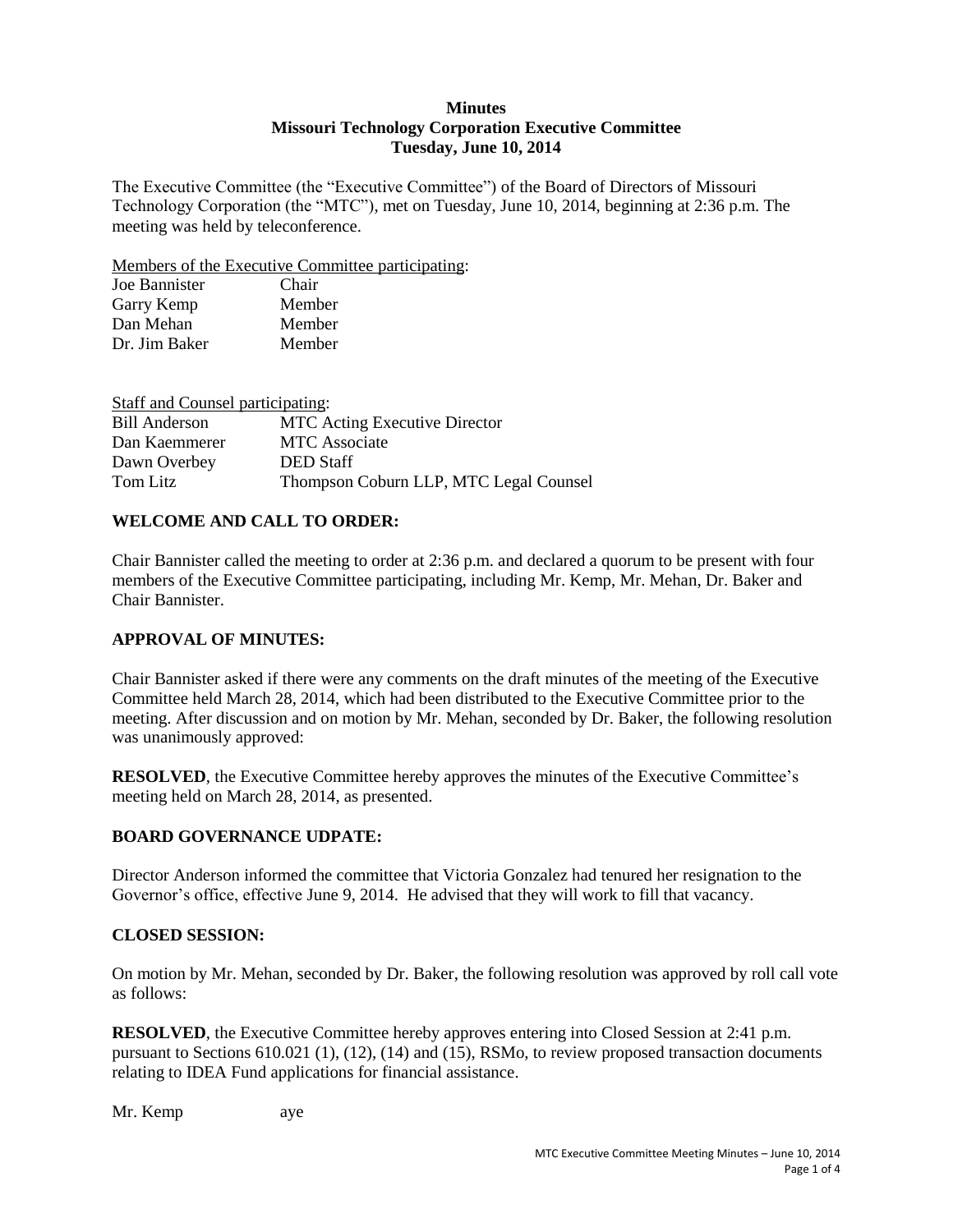**Minutes**
**Missouri Technology Corporation Executive Committee**
**Tuesday, June 10, 2014**

The Executive Committee (the "Executive Committee") of the Board of Directors of Missouri Technology Corporation (the "MTC"), met on Tuesday, June 10, 2014, beginning at 2:36 p.m. The meeting was held by teleconference.

Members of the Executive Committee participating:

| | |
|---|---|
| Joe Bannister | Chair |
| Garry Kemp | Member |
| Dan Mehan | Member |
| Dr. Jim Baker | Member |

Staff and Counsel participating:

| | |
|---|---|
| Bill Anderson | MTC Acting Executive Director |
| Dan Kaemmerer | MTC Associate |
| Dawn Overbey | DED Staff |
| Tom Litz | Thompson Coburn LLP, MTC Legal Counsel |

**WELCOME AND CALL TO ORDER:**

Chair Bannister called the meeting to order at 2:36 p.m. and declared a quorum to be present with four members of the Executive Committee participating, including Mr. Kemp, Mr. Mehan, Dr. Baker and Chair Bannister.

**APPROVAL OF MINUTES:**

Chair Bannister asked if there were any comments on the draft minutes of the meeting of the Executive Committee held March 28, 2014, which had been distributed to the Executive Committee prior to the meeting. After discussion and on motion by Mr. Mehan, seconded by Dr. Baker, the following resolution was unanimously approved:

**RESOLVED**, the Executive Committee hereby approves the minutes of the Executive Committee's meeting held on March 28, 2014, as presented.

**BOARD GOVERNANCE UDPATE:**

Director Anderson informed the committee that Victoria Gonzalez had tenured her resignation to the Governor's office, effective June 9, 2014. He advised that they will work to fill that vacancy.

**CLOSED SESSION:**

On motion by Mr. Mehan, seconded by Dr. Baker, the following resolution was approved by roll call vote as follows:

**RESOLVED**, the Executive Committee hereby approves entering into Closed Session at 2:41 p.m. pursuant to Sections 610.021 (1), (12), (14) and (15), RSMo, to review proposed transaction documents relating to IDEA Fund applications for financial assistance.

Mr. Kemp aye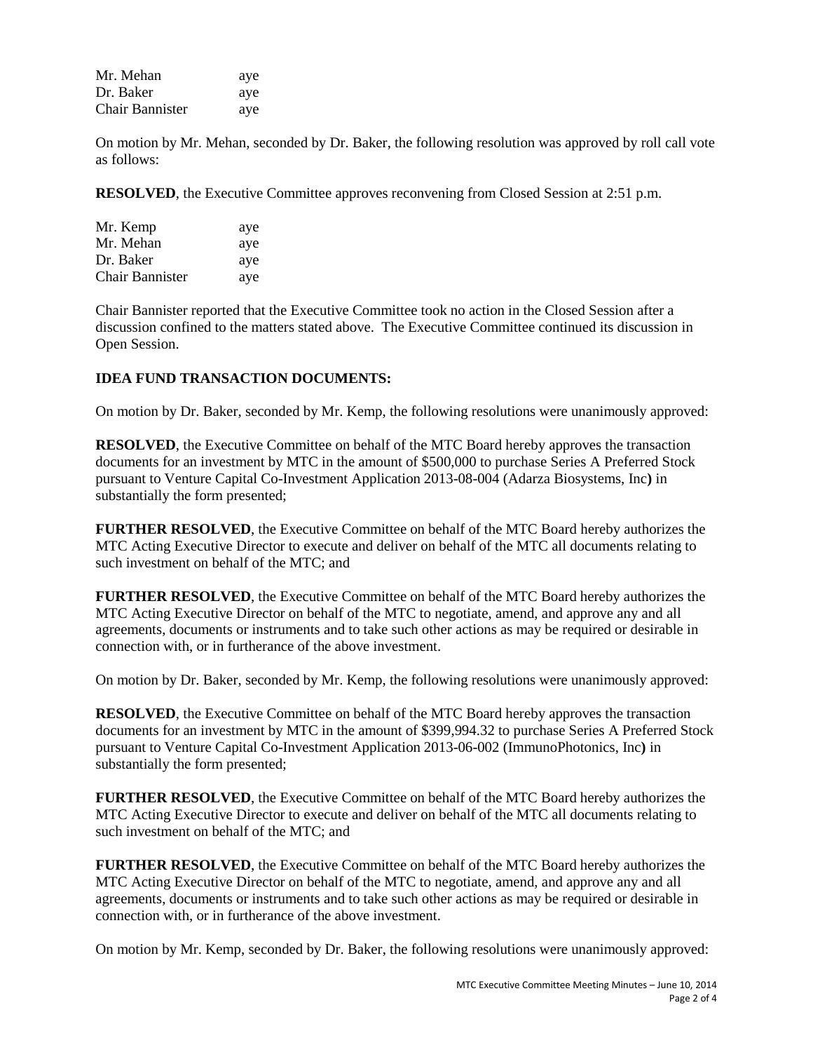| | |
|---|---|
| Mr. Mehan | aye |
| Dr. Baker | aye |
| Chair Bannister | aye |

On motion by Mr. Mehan, seconded by Dr. Baker, the following resolution was approved by roll call vote as follows:

**RESOLVED**, the Executive Committee approves reconvening from Closed Session at 2:51 p.m.

| | |
|---|---|
| Mr. Kemp | aye |
| Mr. Mehan | aye |
| Dr. Baker | aye |
| Chair Bannister | aye |

Chair Bannister reported that the Executive Committee took no action in the Closed Session after a discussion confined to the matters stated above. The Executive Committee continued its discussion in Open Session.

**IDEA FUND TRANSACTION DOCUMENTS:**

On motion by Dr. Baker, seconded by Mr. Kemp, the following resolutions were unanimously approved:

**RESOLVED**, the Executive Committee on behalf of the MTC Board hereby approves the transaction documents for an investment by MTC in the amount of $500,000 to purchase Series A Preferred Stock pursuant to Venture Capital Co-Investment Application 2013-08-004 (Adarza Biosystems, Inc**)** in substantially the form presented;

**FURTHER RESOLVED**, the Executive Committee on behalf of the MTC Board hereby authorizes the MTC Acting Executive Director to execute and deliver on behalf of the MTC all documents relating to such investment on behalf of the MTC; and

**FURTHER RESOLVED**, the Executive Committee on behalf of the MTC Board hereby authorizes the MTC Acting Executive Director on behalf of the MTC to negotiate, amend, and approve any and all agreements, documents or instruments and to take such other actions as may be required or desirable in connection with, or in furtherance of the above investment.

On motion by Dr. Baker, seconded by Mr. Kemp, the following resolutions were unanimously approved:

**RESOLVED**, the Executive Committee on behalf of the MTC Board hereby approves the transaction documents for an investment by MTC in the amount of $399,994.32 to purchase Series A Preferred Stock pursuant to Venture Capital Co-Investment Application 2013-06-002 (ImmunoPhotonics, Inc**)** in substantially the form presented;

**FURTHER RESOLVED**, the Executive Committee on behalf of the MTC Board hereby authorizes the MTC Acting Executive Director to execute and deliver on behalf of the MTC all documents relating to such investment on behalf of the MTC; and

**FURTHER RESOLVED**, the Executive Committee on behalf of the MTC Board hereby authorizes the MTC Acting Executive Director on behalf of the MTC to negotiate, amend, and approve any and all agreements, documents or instruments and to take such other actions as may be required or desirable in connection with, or in furtherance of the above investment.

On motion by Mr. Kemp, seconded by Dr. Baker, the following resolutions were unanimously approved: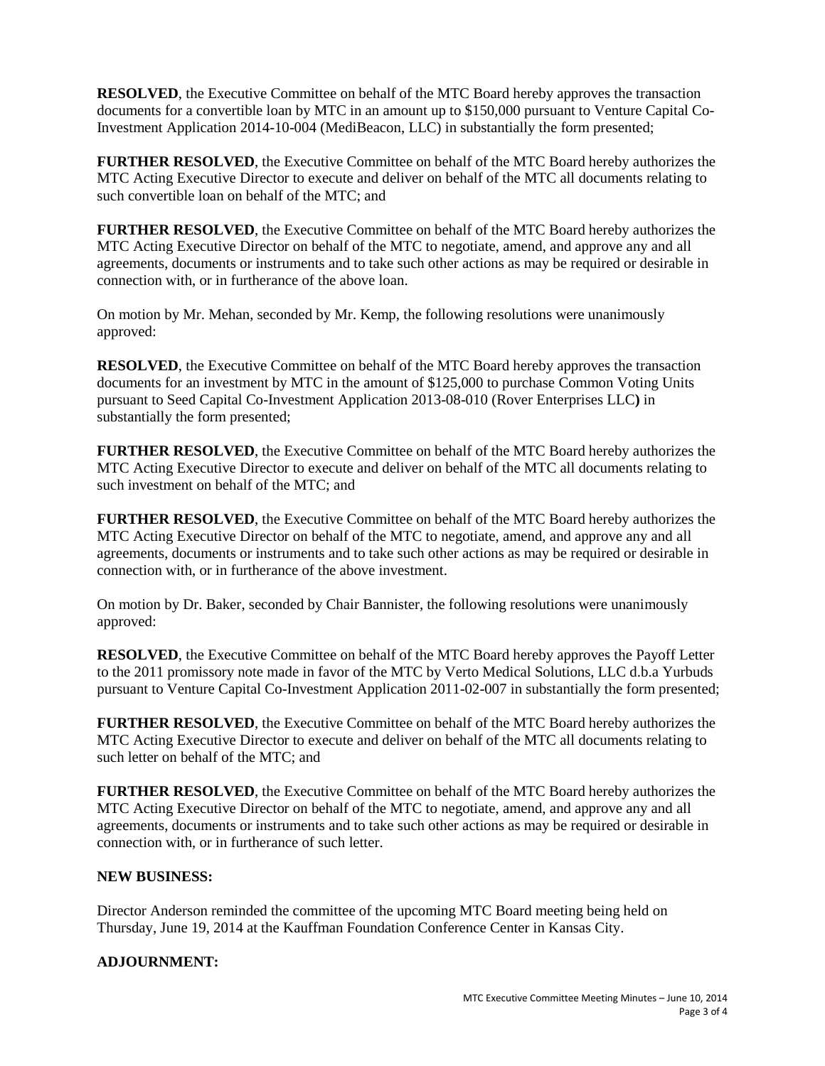**RESOLVED**, the Executive Committee on behalf of the MTC Board hereby approves the transaction documents for a convertible loan by MTC in an amount up to $150,000 pursuant to Venture Capital Co-Investment Application 2014-10-004 (MediBeacon, LLC) in substantially the form presented;

**FURTHER RESOLVED**, the Executive Committee on behalf of the MTC Board hereby authorizes the MTC Acting Executive Director to execute and deliver on behalf of the MTC all documents relating to such convertible loan on behalf of the MTC; and

**FURTHER RESOLVED**, the Executive Committee on behalf of the MTC Board hereby authorizes the MTC Acting Executive Director on behalf of the MTC to negotiate, amend, and approve any and all agreements, documents or instruments and to take such other actions as may be required or desirable in connection with, or in furtherance of the above loan.

On motion by Mr. Mehan, seconded by Mr. Kemp, the following resolutions were unanimously approved:

**RESOLVED**, the Executive Committee on behalf of the MTC Board hereby approves the transaction documents for an investment by MTC in the amount of $125,000 to purchase Common Voting Units pursuant to Seed Capital Co-Investment Application 2013-08-010 (Rover Enterprises LLC**)** in substantially the form presented;

**FURTHER RESOLVED**, the Executive Committee on behalf of the MTC Board hereby authorizes the MTC Acting Executive Director to execute and deliver on behalf of the MTC all documents relating to such investment on behalf of the MTC; and

**FURTHER RESOLVED**, the Executive Committee on behalf of the MTC Board hereby authorizes the MTC Acting Executive Director on behalf of the MTC to negotiate, amend, and approve any and all agreements, documents or instruments and to take such other actions as may be required or desirable in connection with, or in furtherance of the above investment.

On motion by Dr. Baker, seconded by Chair Bannister, the following resolutions were unanimously approved:

**RESOLVED**, the Executive Committee on behalf of the MTC Board hereby approves the Payoff Letter to the 2011 promissory note made in favor of the MTC by Verto Medical Solutions, LLC d.b.a Yurbuds pursuant to Venture Capital Co-Investment Application 2011-02-007 in substantially the form presented;

**FURTHER RESOLVED**, the Executive Committee on behalf of the MTC Board hereby authorizes the MTC Acting Executive Director to execute and deliver on behalf of the MTC all documents relating to such letter on behalf of the MTC; and

**FURTHER RESOLVED**, the Executive Committee on behalf of the MTC Board hereby authorizes the MTC Acting Executive Director on behalf of the MTC to negotiate, amend, and approve any and all agreements, documents or instruments and to take such other actions as may be required or desirable in connection with, or in furtherance of such letter.

**NEW BUSINESS:**

Director Anderson reminded the committee of the upcoming MTC Board meeting being held on Thursday, June 19, 2014 at the Kauffman Foundation Conference Center in Kansas City.

**ADJOURNMENT:**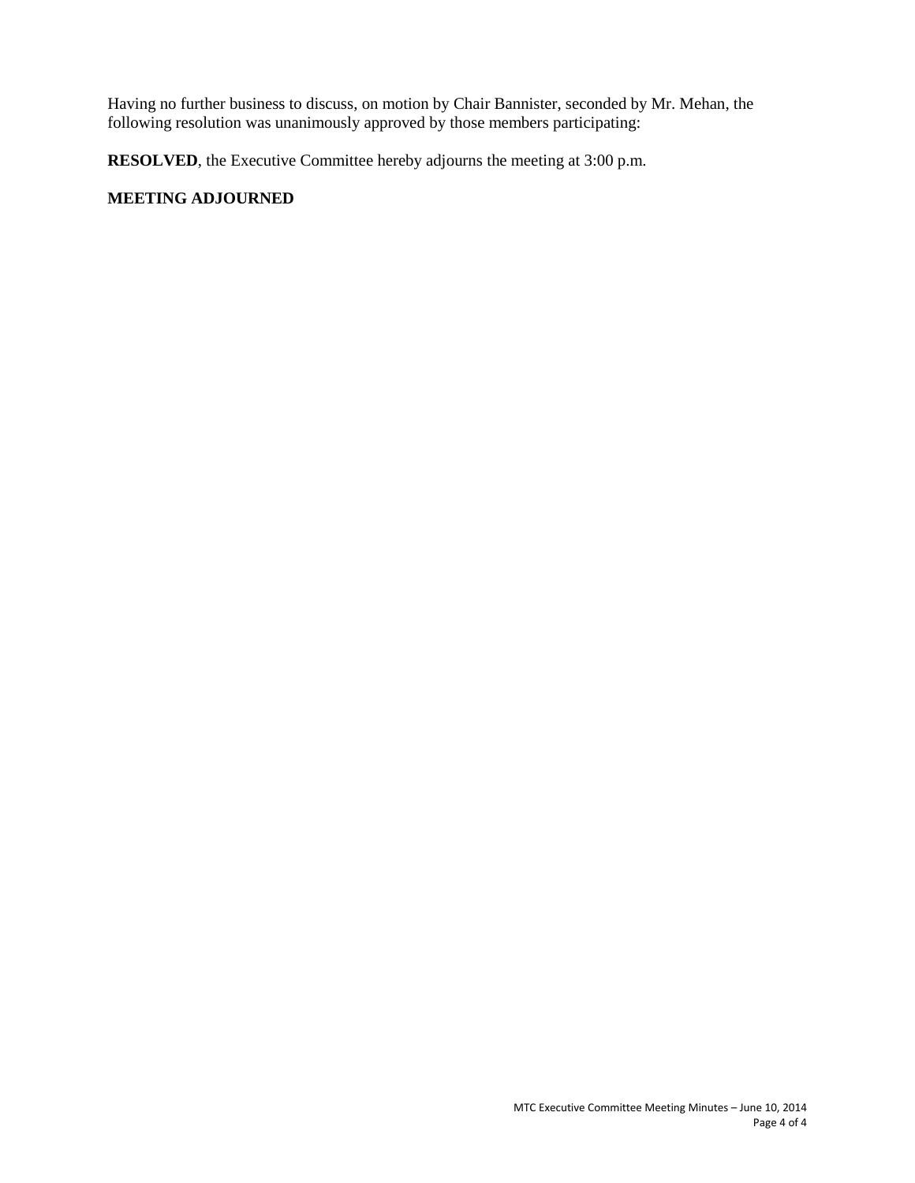Having no further business to discuss, on motion by Chair Bannister, seconded by Mr. Mehan, the following resolution was unanimously approved by those members participating:

**RESOLVED**, the Executive Committee hereby adjourns the meeting at 3:00 p.m.

**MEETING ADJOURNED**